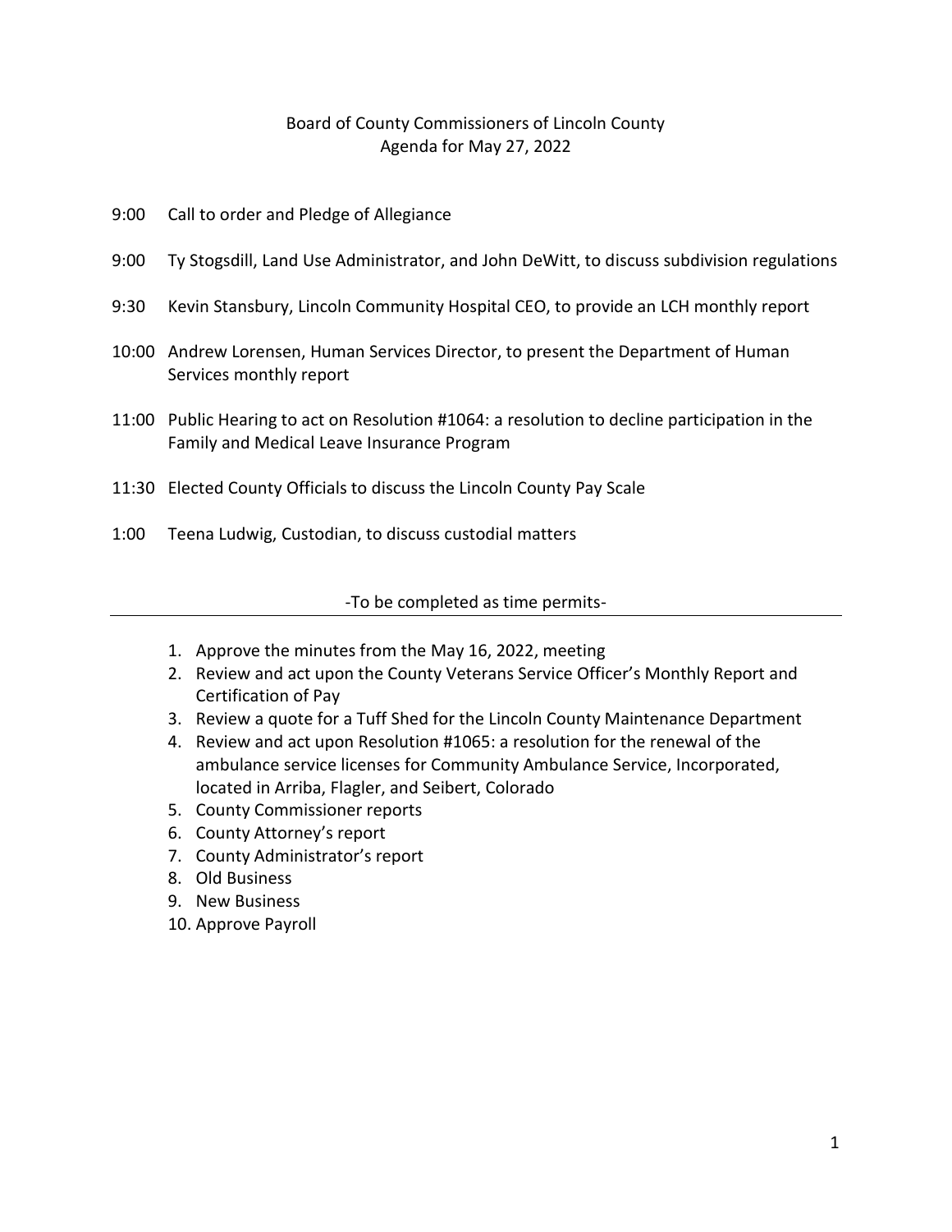# Board of County Commissioners of Lincoln County
## Agenda for May 27, 2022

9:00 Call to order and Pledge of Allegiance

9:00 Ty Stogsdill, Land Use Administrator, and John DeWitt, to discuss subdivision regulations

9:30 Kevin Stansbury, Lincoln Community Hospital CEO, to provide an LCH monthly report

10:00 Andrew Lorensen, Human Services Director, to present the Department of Human Services monthly report

11:00 Public Hearing to act on Resolution #1064: a resolution to decline participation in the Family and Medical Leave Insurance Program

11:30 Elected County Officials to discuss the Lincoln County Pay Scale

1:00 Teena Ludwig, Custodian, to discuss custodial matters

-To be completed as time permits-

---

1. Approve the minutes from the May 16, 2022, meeting
2. Review and act upon the County Veterans Service Officer's Monthly Report and Certification of Pay
3. Review a quote for a Tuff Shed for the Lincoln County Maintenance Department
4. Review and act upon Resolution #1065: a resolution for the renewal of the ambulance service licenses for Community Ambulance Service, Incorporated, located in Arriba, Flagler, and Seibert, Colorado
5. County Commissioner reports
6. County Attorney's report
7. County Administrator's report
8. Old Business
9. New Business
10. Approve Payroll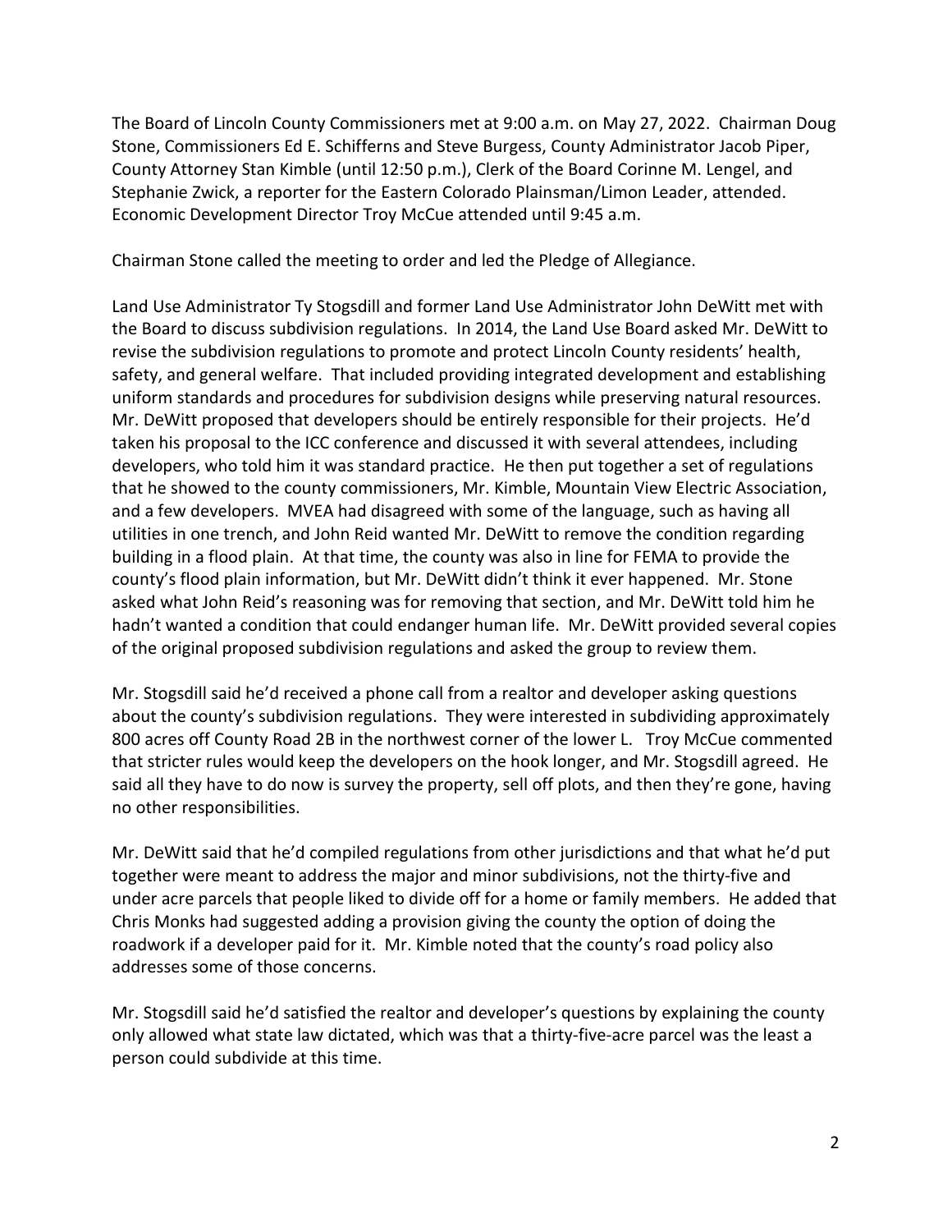The Board of Lincoln County Commissioners met at 9:00 a.m. on May 27, 2022. Chairman Doug Stone, Commissioners Ed E. Schifferns and Steve Burgess, County Administrator Jacob Piper, County Attorney Stan Kimble (until 12:50 p.m.), Clerk of the Board Corinne M. Lengel, and Stephanie Zwick, a reporter for the Eastern Colorado Plainsman/Limon Leader, attended. Economic Development Director Troy McCue attended until 9:45 a.m.

Chairman Stone called the meeting to order and led the Pledge of Allegiance.

Land Use Administrator Ty Stogsdill and former Land Use Administrator John DeWitt met with the Board to discuss subdivision regulations. In 2014, the Land Use Board asked Mr. DeWitt to revise the subdivision regulations to promote and protect Lincoln County residents' health, safety, and general welfare. That included providing integrated development and establishing uniform standards and procedures for subdivision designs while preserving natural resources. Mr. DeWitt proposed that developers should be entirely responsible for their projects. He'd taken his proposal to the ICC conference and discussed it with several attendees, including developers, who told him it was standard practice. He then put together a set of regulations that he showed to the county commissioners, Mr. Kimble, Mountain View Electric Association, and a few developers. MVEA had disagreed with some of the language, such as having all utilities in one trench, and John Reid wanted Mr. DeWitt to remove the condition regarding building in a flood plain. At that time, the county was also in line for FEMA to provide the county's flood plain information, but Mr. DeWitt didn't think it ever happened. Mr. Stone asked what John Reid's reasoning was for removing that section, and Mr. DeWitt told him he hadn't wanted a condition that could endanger human life. Mr. DeWitt provided several copies of the original proposed subdivision regulations and asked the group to review them.

Mr. Stogsdill said he'd received a phone call from a realtor and developer asking questions about the county's subdivision regulations. They were interested in subdividing approximately 800 acres off County Road 2B in the northwest corner of the lower L. Troy McCue commented that stricter rules would keep the developers on the hook longer, and Mr. Stogsdill agreed. He said all they have to do now is survey the property, sell off plots, and then they're gone, having no other responsibilities.

Mr. DeWitt said that he'd compiled regulations from other jurisdictions and that what he'd put together were meant to address the major and minor subdivisions, not the thirty-five and under acre parcels that people liked to divide off for a home or family members. He added that Chris Monks had suggested adding a provision giving the county the option of doing the roadwork if a developer paid for it. Mr. Kimble noted that the county's road policy also addresses some of those concerns.

Mr. Stogsdill said he'd satisfied the realtor and developer's questions by explaining the county only allowed what state law dictated, which was that a thirty-five-acre parcel was the least a person could subdivide at this time.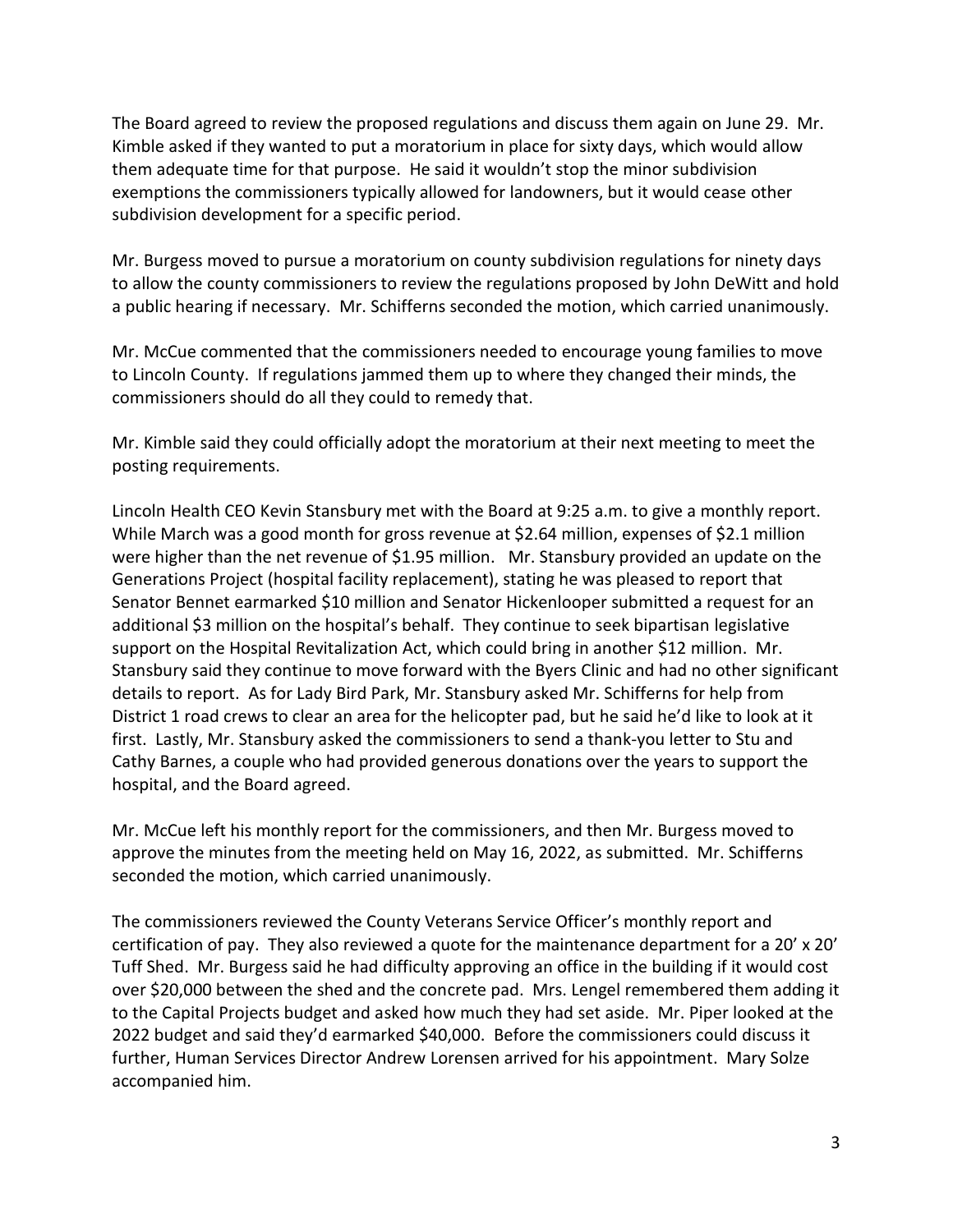The Board agreed to review the proposed regulations and discuss them again on June 29. Mr. Kimble asked if they wanted to put a moratorium in place for sixty days, which would allow them adequate time for that purpose. He said it wouldn't stop the minor subdivision exemptions the commissioners typically allowed for landowners, but it would cease other subdivision development for a specific period.

Mr. Burgess moved to pursue a moratorium on county subdivision regulations for ninety days to allow the county commissioners to review the regulations proposed by John DeWitt and hold a public hearing if necessary. Mr. Schifferns seconded the motion, which carried unanimously.

Mr. McCue commented that the commissioners needed to encourage young families to move to Lincoln County. If regulations jammed them up to where they changed their minds, the commissioners should do all they could to remedy that.

Mr. Kimble said they could officially adopt the moratorium at their next meeting to meet the posting requirements.

Lincoln Health CEO Kevin Stansbury met with the Board at 9:25 a.m. to give a monthly report. While March was a good month for gross revenue at $2.64 million, expenses of $2.1 million were higher than the net revenue of $1.95 million. Mr. Stansbury provided an update on the Generations Project (hospital facility replacement), stating he was pleased to report that Senator Bennet earmarked $10 million and Senator Hickenlooper submitted a request for an additional $3 million on the hospital's behalf. They continue to seek bipartisan legislative support on the Hospital Revitalization Act, which could bring in another $12 million. Mr. Stansbury said they continue to move forward with the Byers Clinic and had no other significant details to report. As for Lady Bird Park, Mr. Stansbury asked Mr. Schifferns for help from District 1 road crews to clear an area for the helicopter pad, but he said he'd like to look at it first. Lastly, Mr. Stansbury asked the commissioners to send a thank-you letter to Stu and Cathy Barnes, a couple who had provided generous donations over the years to support the hospital, and the Board agreed.

Mr. McCue left his monthly report for the commissioners, and then Mr. Burgess moved to approve the minutes from the meeting held on May 16, 2022, as submitted. Mr. Schifferns seconded the motion, which carried unanimously.

The commissioners reviewed the County Veterans Service Officer's monthly report and certification of pay. They also reviewed a quote for the maintenance department for a 20' x 20' Tuff Shed. Mr. Burgess said he had difficulty approving an office in the building if it would cost over $20,000 between the shed and the concrete pad. Mrs. Lengel remembered them adding it to the Capital Projects budget and asked how much they had set aside. Mr. Piper looked at the 2022 budget and said they'd earmarked $40,000. Before the commissioners could discuss it further, Human Services Director Andrew Lorensen arrived for his appointment. Mary Solze accompanied him.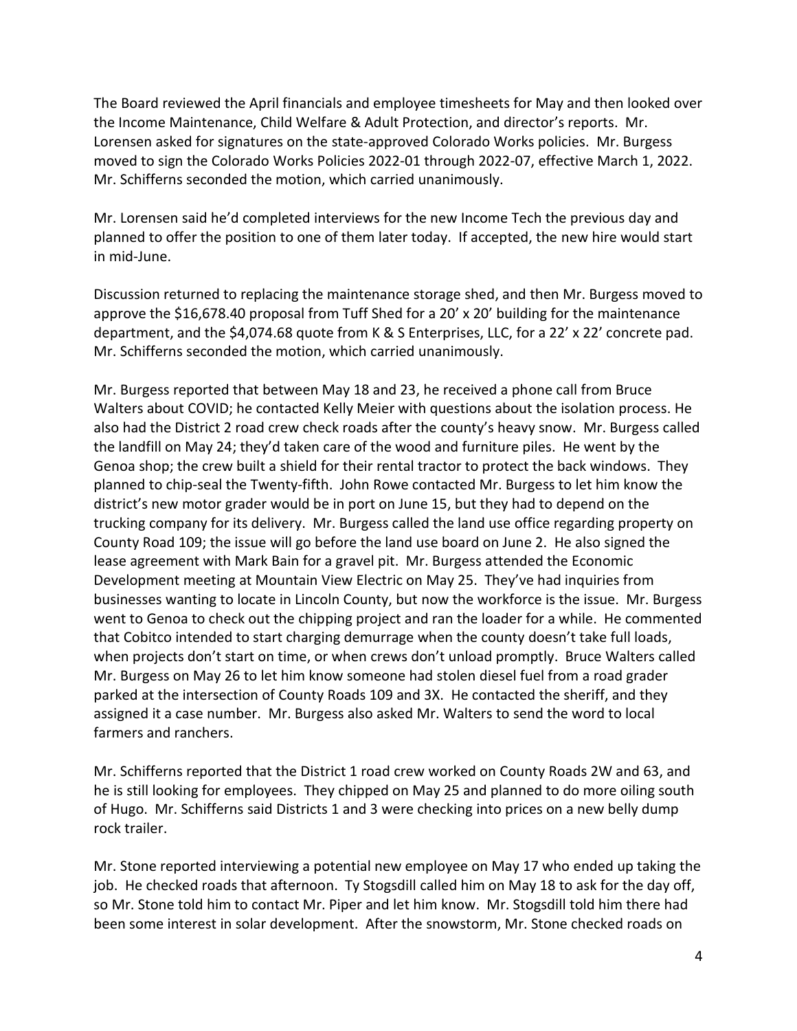The Board reviewed the April financials and employee timesheets for May and then looked over the Income Maintenance, Child Welfare & Adult Protection, and director's reports. Mr. Lorensen asked for signatures on the state-approved Colorado Works policies. Mr. Burgess moved to sign the Colorado Works Policies 2022-01 through 2022-07, effective March 1, 2022. Mr. Schifferns seconded the motion, which carried unanimously.

Mr. Lorensen said he'd completed interviews for the new Income Tech the previous day and planned to offer the position to one of them later today. If accepted, the new hire would start in mid-June.

Discussion returned to replacing the maintenance storage shed, and then Mr. Burgess moved to approve the $16,678.40 proposal from Tuff Shed for a 20' x 20' building for the maintenance department, and the $4,074.68 quote from K & S Enterprises, LLC, for a 22' x 22' concrete pad. Mr. Schifferns seconded the motion, which carried unanimously.

Mr. Burgess reported that between May 18 and 23, he received a phone call from Bruce Walters about COVID; he contacted Kelly Meier with questions about the isolation process. He also had the District 2 road crew check roads after the county's heavy snow. Mr. Burgess called the landfill on May 24; they'd taken care of the wood and furniture piles. He went by the Genoa shop; the crew built a shield for their rental tractor to protect the back windows. They planned to chip-seal the Twenty-fifth. John Rowe contacted Mr. Burgess to let him know the district's new motor grader would be in port on June 15, but they had to depend on the trucking company for its delivery. Mr. Burgess called the land use office regarding property on County Road 109; the issue will go before the land use board on June 2. He also signed the lease agreement with Mark Bain for a gravel pit. Mr. Burgess attended the Economic Development meeting at Mountain View Electric on May 25. They've had inquiries from businesses wanting to locate in Lincoln County, but now the workforce is the issue. Mr. Burgess went to Genoa to check out the chipping project and ran the loader for a while. He commented that Cobitco intended to start charging demurrage when the county doesn't take full loads, when projects don't start on time, or when crews don't unload promptly. Bruce Walters called Mr. Burgess on May 26 to let him know someone had stolen diesel fuel from a road grader parked at the intersection of County Roads 109 and 3X. He contacted the sheriff, and they assigned it a case number. Mr. Burgess also asked Mr. Walters to send the word to local farmers and ranchers.

Mr. Schifferns reported that the District 1 road crew worked on County Roads 2W and 63, and he is still looking for employees. They chipped on May 25 and planned to do more oiling south of Hugo. Mr. Schifferns said Districts 1 and 3 were checking into prices on a new belly dump rock trailer.

Mr. Stone reported interviewing a potential new employee on May 17 who ended up taking the job. He checked roads that afternoon. Ty Stogsdill called him on May 18 to ask for the day off, so Mr. Stone told him to contact Mr. Piper and let him know. Mr. Stogsdill told him there had been some interest in solar development. After the snowstorm, Mr. Stone checked roads on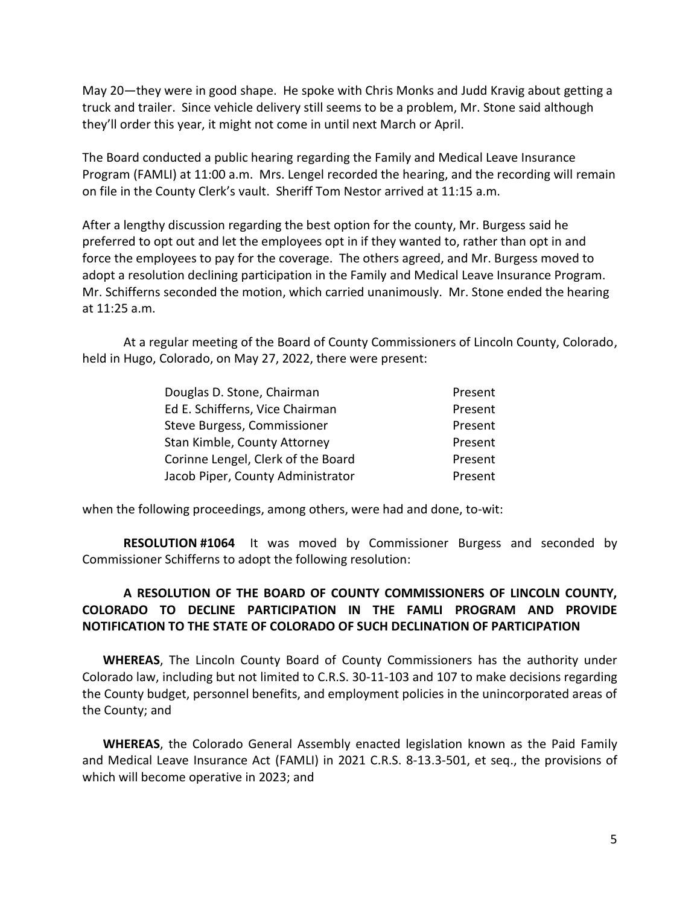May 20—they were in good shape. He spoke with Chris Monks and Judd Kravig about getting a truck and trailer. Since vehicle delivery still seems to be a problem, Mr. Stone said although they'll order this year, it might not come in until next March or April.

The Board conducted a public hearing regarding the Family and Medical Leave Insurance Program (FAMLI) at 11:00 a.m. Mrs. Lengel recorded the hearing, and the recording will remain on file in the County Clerk's vault. Sheriff Tom Nestor arrived at 11:15 a.m.

After a lengthy discussion regarding the best option for the county, Mr. Burgess said he preferred to opt out and let the employees opt in if they wanted to, rather than opt in and force the employees to pay for the coverage. The others agreed, and Mr. Burgess moved to adopt a resolution declining participation in the Family and Medical Leave Insurance Program. Mr. Schifferns seconded the motion, which carried unanimously. Mr. Stone ended the hearing at 11:25 a.m.

At a regular meeting of the Board of County Commissioners of Lincoln County, Colorado, held in Hugo, Colorado, on May 27, 2022, there were present:

| | |
|---|---|
| Douglas D. Stone, Chairman | Present |
| Ed E. Schifferns, Vice Chairman | Present |
| Steve Burgess, Commissioner | Present |
| Stan Kimble, County Attorney | Present |
| Corinne Lengel, Clerk of the Board | Present |
| Jacob Piper, County Administrator | Present |

when the following proceedings, among others, were had and done, to-wit:

**RESOLUTION #1064** It was moved by Commissioner Burgess and seconded by Commissioner Schifferns to adopt the following resolution:

**A RESOLUTION OF THE BOARD OF COUNTY COMMISSIONERS OF LINCOLN COUNTY, COLORADO TO DECLINE PARTICIPATION IN THE FAMLI PROGRAM AND PROVIDE NOTIFICATION TO THE STATE OF COLORADO OF SUCH DECLINATION OF PARTICIPATION**

**WHEREAS**, The Lincoln County Board of County Commissioners has the authority under Colorado law, including but not limited to C.R.S. 30-11-103 and 107 to make decisions regarding the County budget, personnel benefits, and employment policies in the unincorporated areas of the County; and

**WHEREAS**, the Colorado General Assembly enacted legislation known as the Paid Family and Medical Leave Insurance Act (FAMLI) in 2021 C.R.S. 8-13.3-501, et seq., the provisions of which will become operative in 2023; and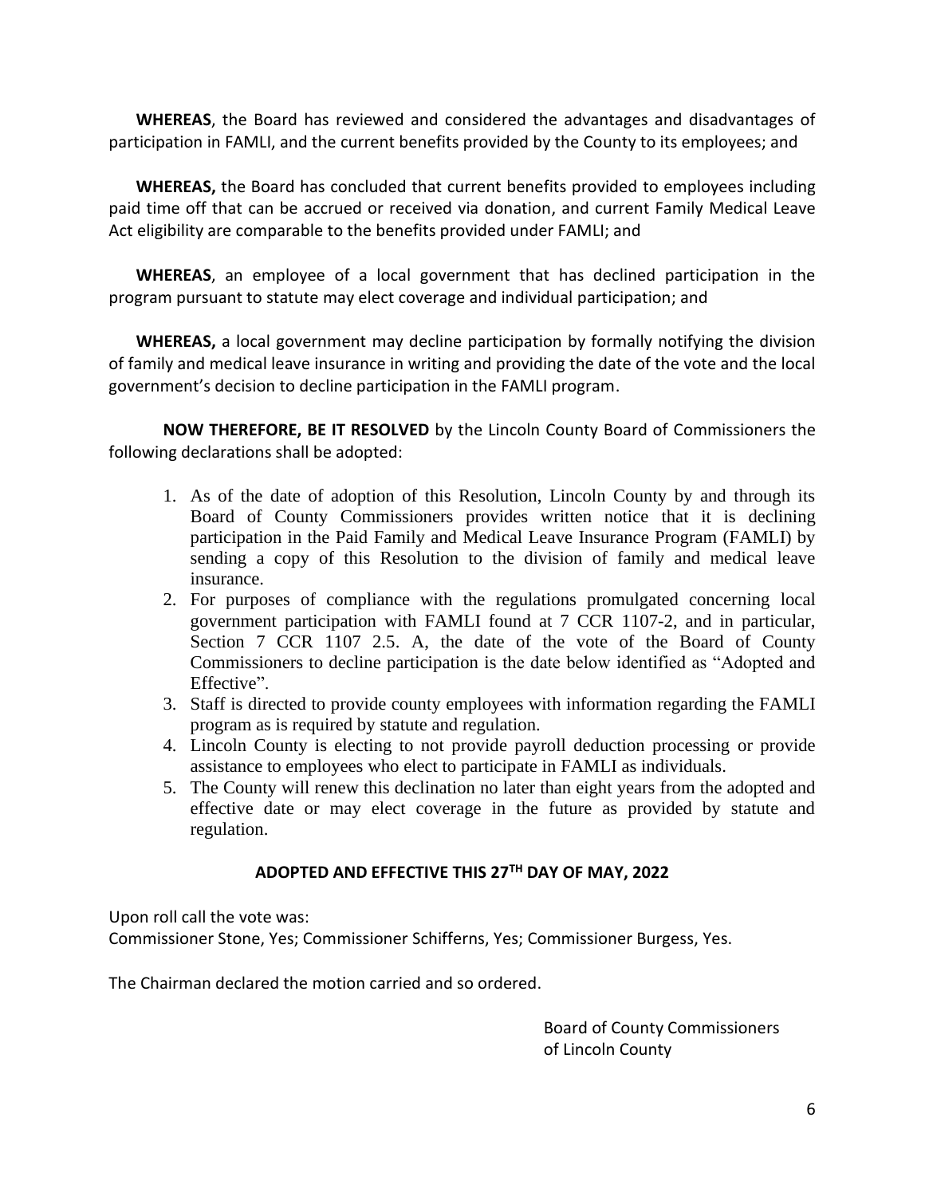**WHEREAS**, the Board has reviewed and considered the advantages and disadvantages of participation in FAMLI, and the current benefits provided by the County to its employees; and

**WHEREAS,** the Board has concluded that current benefits provided to employees including paid time off that can be accrued or received via donation, and current Family Medical Leave Act eligibility are comparable to the benefits provided under FAMLI; and

**WHEREAS**, an employee of a local government that has declined participation in the program pursuant to statute may elect coverage and individual participation; and

**WHEREAS,** a local government may decline participation by formally notifying the division of family and medical leave insurance in writing and providing the date of the vote and the local government's decision to decline participation in the FAMLI program.

**NOW THEREFORE, BE IT RESOLVED** by the Lincoln County Board of Commissioners the following declarations shall be adopted:

1. As of the date of adoption of this Resolution, Lincoln County by and through its Board of County Commissioners provides written notice that it is declining participation in the Paid Family and Medical Leave Insurance Program (FAMLI) by sending a copy of this Resolution to the division of family and medical leave insurance.
2. For purposes of compliance with the regulations promulgated concerning local government participation with FAMLI found at 7 CCR 1107-2, and in particular, Section 7 CCR 1107 2.5. A, the date of the vote of the Board of County Commissioners to decline participation is the date below identified as "Adopted and Effective".
3. Staff is directed to provide county employees with information regarding the FAMLI program as is required by statute and regulation.
4. Lincoln County is electing to not provide payroll deduction processing or provide assistance to employees who elect to participate in FAMLI as individuals.
5. The County will renew this declination no later than eight years from the adopted and effective date or may elect coverage in the future as provided by statute and regulation.

**ADOPTED AND EFFECTIVE THIS 27TH DAY OF MAY, 2022**

Upon roll call the vote was:
Commissioner Stone, Yes; Commissioner Schifferns, Yes; Commissioner Burgess, Yes.

The Chairman declared the motion carried and so ordered.

Board of County Commissioners
of Lincoln County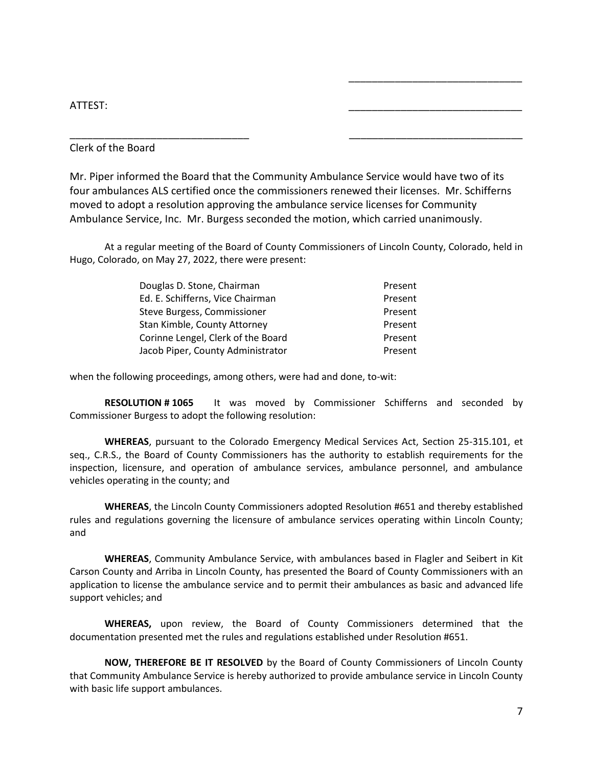\_\_\_\_\_\_\_\_\_\_\_\_\_\_\_\_\_\_\_\_\_\_\_\_\_\_\_\_\_\_

ATTEST: \_\_\_\_\_\_\_\_\_\_\_\_\_\_\_\_\_\_\_\_\_\_\_\_\_\_\_\_\_\_

\_\_\_\_\_\_\_\_\_\_\_\_\_\_\_\_\_\_\_\_\_\_\_\_\_\_\_\_\_\_ \_\_\_\_\_\_\_\_\_\_\_\_\_\_\_\_\_\_\_\_\_\_\_\_\_\_\_\_\_\_

Clerk of the Board

Mr. Piper informed the Board that the Community Ambulance Service would have two of its four ambulances ALS certified once the commissioners renewed their licenses. Mr. Schifferns moved to adopt a resolution approving the ambulance service licenses for Community Ambulance Service, Inc. Mr. Burgess seconded the motion, which carried unanimously.

At a regular meeting of the Board of County Commissioners of Lincoln County, Colorado, held in Hugo, Colorado, on May 27, 2022, there were present:

| | |
|---|---|
| Douglas D. Stone, Chairman | Present |
| Ed. E. Schifferns, Vice Chairman | Present |
| Steve Burgess, Commissioner | Present |
| Stan Kimble, County Attorney | Present |
| Corinne Lengel, Clerk of the Board | Present |
| Jacob Piper, County Administrator | Present |

when the following proceedings, among others, were had and done, to-wit:

**RESOLUTION # 1065** It was moved by Commissioner Schifferns and seconded by Commissioner Burgess to adopt the following resolution:

**WHEREAS**, pursuant to the Colorado Emergency Medical Services Act, Section 25-315.101, et seq., C.R.S., the Board of County Commissioners has the authority to establish requirements for the inspection, licensure, and operation of ambulance services, ambulance personnel, and ambulance vehicles operating in the county; and

**WHEREAS**, the Lincoln County Commissioners adopted Resolution #651 and thereby established rules and regulations governing the licensure of ambulance services operating within Lincoln County; and

**WHEREAS**, Community Ambulance Service, with ambulances based in Flagler and Seibert in Kit Carson County and Arriba in Lincoln County, has presented the Board of County Commissioners with an application to license the ambulance service and to permit their ambulances as basic and advanced life support vehicles; and

**WHEREAS,** upon review, the Board of County Commissioners determined that the documentation presented met the rules and regulations established under Resolution #651.

**NOW, THEREFORE BE IT RESOLVED** by the Board of County Commissioners of Lincoln County that Community Ambulance Service is hereby authorized to provide ambulance service in Lincoln County with basic life support ambulances.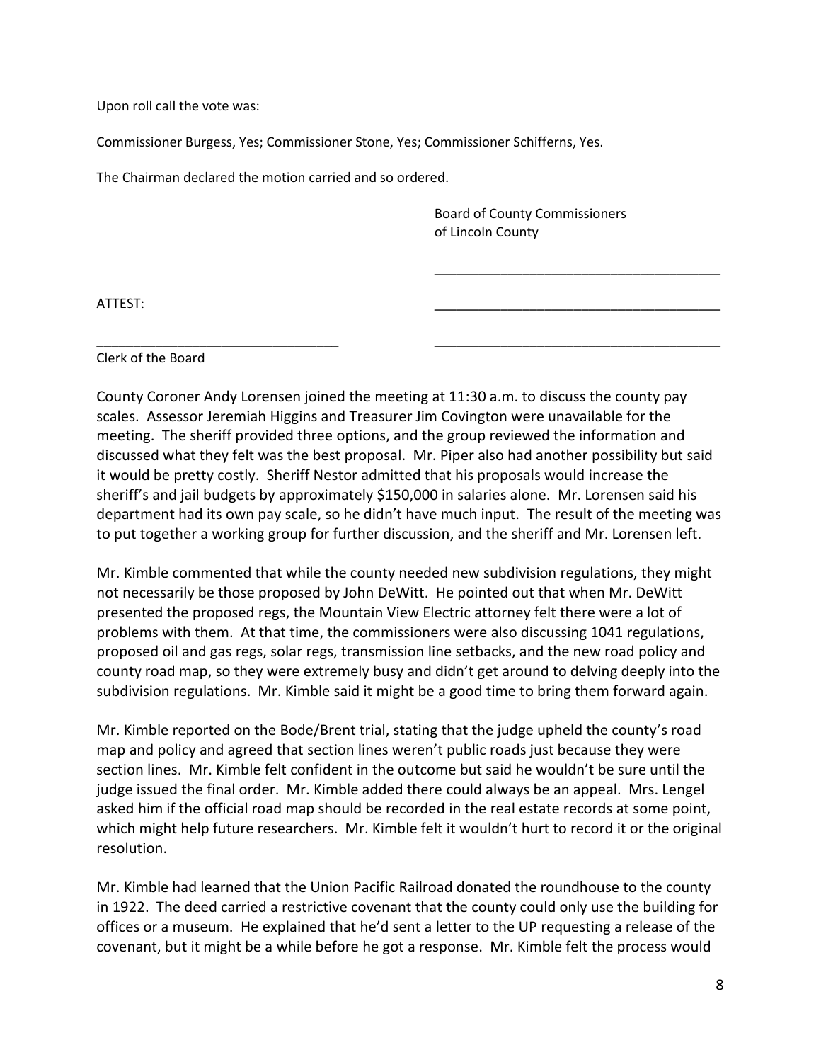Upon roll call the vote was:

Commissioner Burgess, Yes; Commissioner Stone, Yes; Commissioner Schifferns, Yes.

The Chairman declared the motion carried and so ordered.

Board of County Commissioners
of Lincoln County

______________________________________

ATTEST: ______________________________________

________________________________ ______________________________________

Clerk of the Board

County Coroner Andy Lorensen joined the meeting at 11:30 a.m. to discuss the county pay scales. Assessor Jeremiah Higgins and Treasurer Jim Covington were unavailable for the meeting. The sheriff provided three options, and the group reviewed the information and discussed what they felt was the best proposal. Mr. Piper also had another possibility but said it would be pretty costly. Sheriff Nestor admitted that his proposals would increase the sheriff's and jail budgets by approximately $150,000 in salaries alone. Mr. Lorensen said his department had its own pay scale, so he didn't have much input. The result of the meeting was to put together a working group for further discussion, and the sheriff and Mr. Lorensen left.

Mr. Kimble commented that while the county needed new subdivision regulations, they might not necessarily be those proposed by John DeWitt. He pointed out that when Mr. DeWitt presented the proposed regs, the Mountain View Electric attorney felt there were a lot of problems with them. At that time, the commissioners were also discussing 1041 regulations, proposed oil and gas regs, solar regs, transmission line setbacks, and the new road policy and county road map, so they were extremely busy and didn't get around to delving deeply into the subdivision regulations. Mr. Kimble said it might be a good time to bring them forward again.

Mr. Kimble reported on the Bode/Brent trial, stating that the judge upheld the county's road map and policy and agreed that section lines weren't public roads just because they were section lines. Mr. Kimble felt confident in the outcome but said he wouldn't be sure until the judge issued the final order. Mr. Kimble added there could always be an appeal. Mrs. Lengel asked him if the official road map should be recorded in the real estate records at some point, which might help future researchers. Mr. Kimble felt it wouldn't hurt to record it or the original resolution.

Mr. Kimble had learned that the Union Pacific Railroad donated the roundhouse to the county in 1922. The deed carried a restrictive covenant that the county could only use the building for offices or a museum. He explained that he'd sent a letter to the UP requesting a release of the covenant, but it might be a while before he got a response. Mr. Kimble felt the process would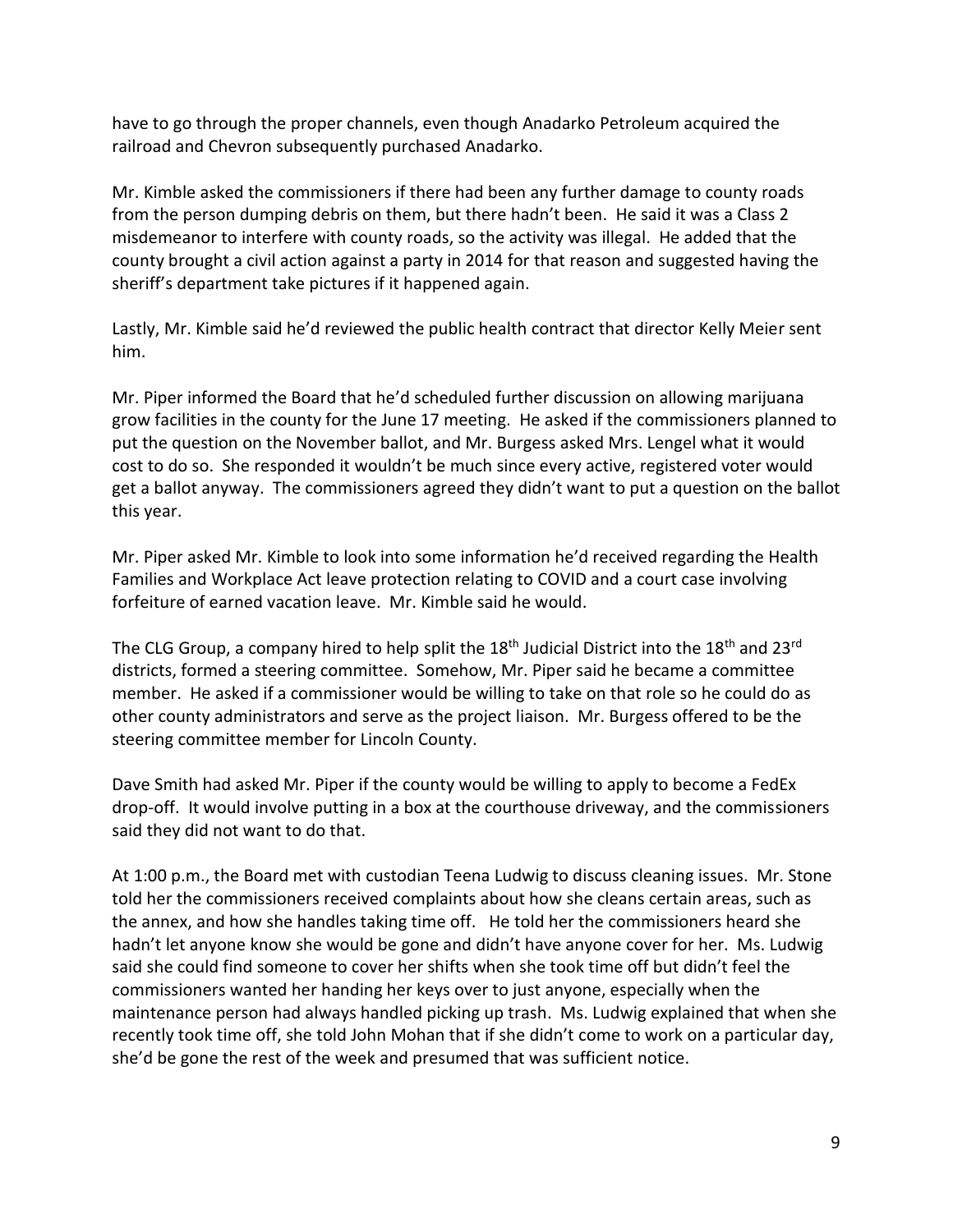have to go through the proper channels, even though Anadarko Petroleum acquired the railroad and Chevron subsequently purchased Anadarko.

Mr. Kimble asked the commissioners if there had been any further damage to county roads from the person dumping debris on them, but there hadn't been. He said it was a Class 2 misdemeanor to interfere with county roads, so the activity was illegal. He added that the county brought a civil action against a party in 2014 for that reason and suggested having the sheriff's department take pictures if it happened again.

Lastly, Mr. Kimble said he'd reviewed the public health contract that director Kelly Meier sent him.

Mr. Piper informed the Board that he'd scheduled further discussion on allowing marijuana grow facilities in the county for the June 17 meeting. He asked if the commissioners planned to put the question on the November ballot, and Mr. Burgess asked Mrs. Lengel what it would cost to do so. She responded it wouldn't be much since every active, registered voter would get a ballot anyway. The commissioners agreed they didn't want to put a question on the ballot this year.

Mr. Piper asked Mr. Kimble to look into some information he'd received regarding the Health Families and Workplace Act leave protection relating to COVID and a court case involving forfeiture of earned vacation leave. Mr. Kimble said he would.

The CLG Group, a company hired to help split the 18th Judicial District into the 18th and 23rd districts, formed a steering committee. Somehow, Mr. Piper said he became a committee member. He asked if a commissioner would be willing to take on that role so he could do as other county administrators and serve as the project liaison. Mr. Burgess offered to be the steering committee member for Lincoln County.

Dave Smith had asked Mr. Piper if the county would be willing to apply to become a FedEx drop-off. It would involve putting in a box at the courthouse driveway, and the commissioners said they did not want to do that.

At 1:00 p.m., the Board met with custodian Teena Ludwig to discuss cleaning issues. Mr. Stone told her the commissioners received complaints about how she cleans certain areas, such as the annex, and how she handles taking time off. He told her the commissioners heard she hadn't let anyone know she would be gone and didn't have anyone cover for her. Ms. Ludwig said she could find someone to cover her shifts when she took time off but didn't feel the commissioners wanted her handing her keys over to just anyone, especially when the maintenance person had always handled picking up trash. Ms. Ludwig explained that when she recently took time off, she told John Mohan that if she didn't come to work on a particular day, she'd be gone the rest of the week and presumed that was sufficient notice.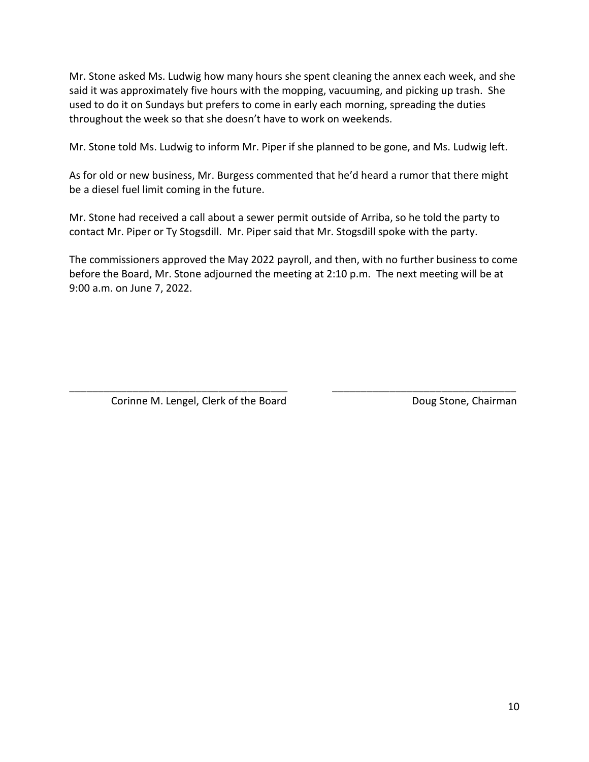Mr. Stone asked Ms. Ludwig how many hours she spent cleaning the annex each week, and she said it was approximately five hours with the mopping, vacuuming, and picking up trash. She used to do it on Sundays but prefers to come in early each morning, spreading the duties throughout the week so that she doesn't have to work on weekends.

Mr. Stone told Ms. Ludwig to inform Mr. Piper if she planned to be gone, and Ms. Ludwig left.

As for old or new business, Mr. Burgess commented that he'd heard a rumor that there might be a diesel fuel limit coming in the future.

Mr. Stone had received a call about a sewer permit outside of Arriba, so he told the party to contact Mr. Piper or Ty Stogsdill. Mr. Piper said that Mr. Stogsdill spoke with the party.

The commissioners approved the May 2022 payroll, and then, with no further business to come before the Board, Mr. Stone adjourned the meeting at 2:10 p.m. The next meeting will be at 9:00 a.m. on June 7, 2022.

_______________________________________ Corinne M. Lengel, Clerk of the Board

_______________________________________ Doug Stone, Chairman